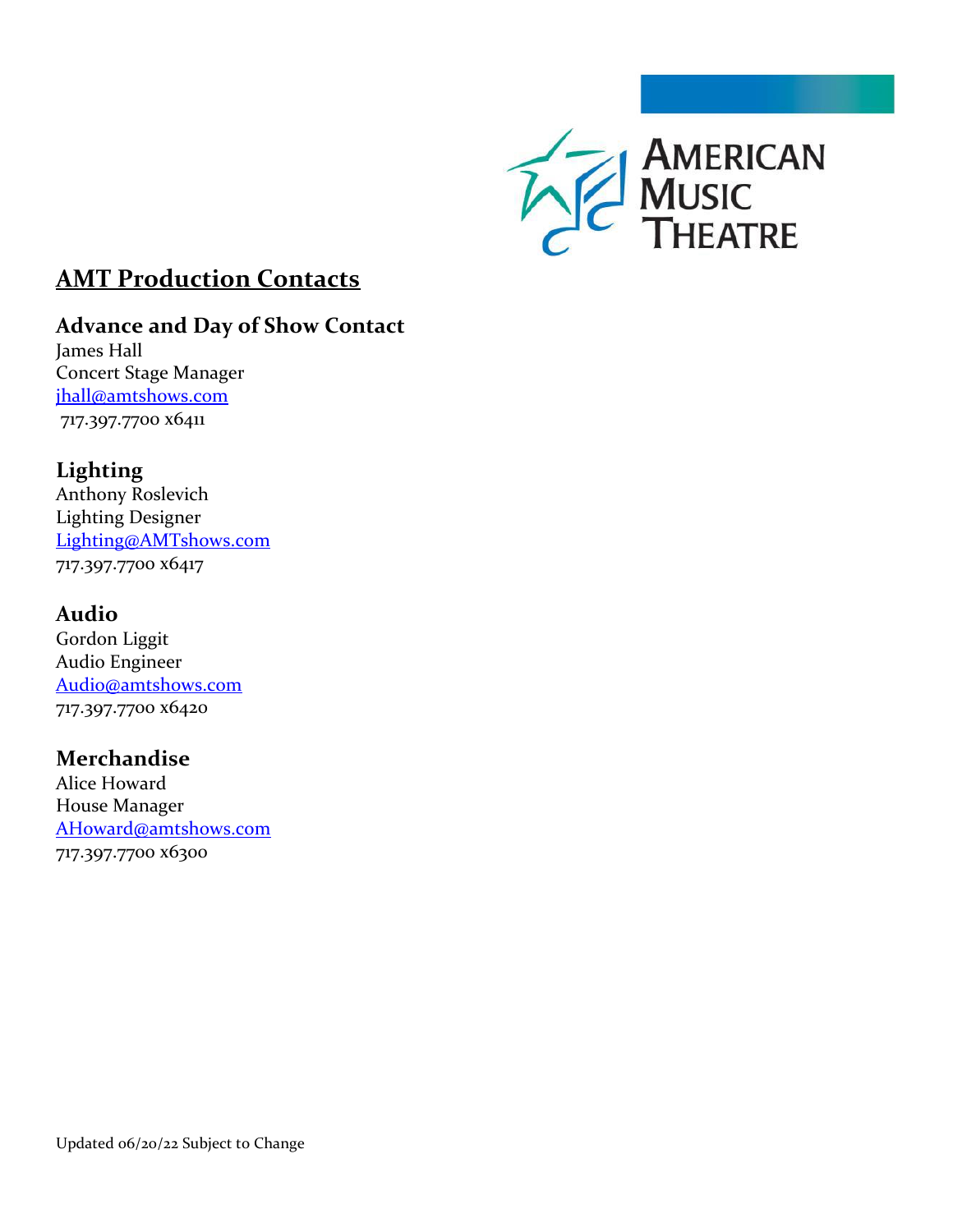AMERICAN MUSIC THEATRE

# AMT Production Contacts

## Advance and Day of Show Contact

James Hall
Concert Stage Manager
jhall@amtshows.com
717.397.7700 x6411

## Lighting

Anthony Roslevich
Lighting Designer
Lighting@AMTshows.com
717.397.7700 x6417

## Audio

Gordon Liggit
Audio Engineer
Audio@amtshows.com
717.397.7700 x6420

## Merchandise

Alice Howard
House Manager
AHoward@amtshows.com
717.397.7700 x6300

Updated 06/20/22 Subject to Change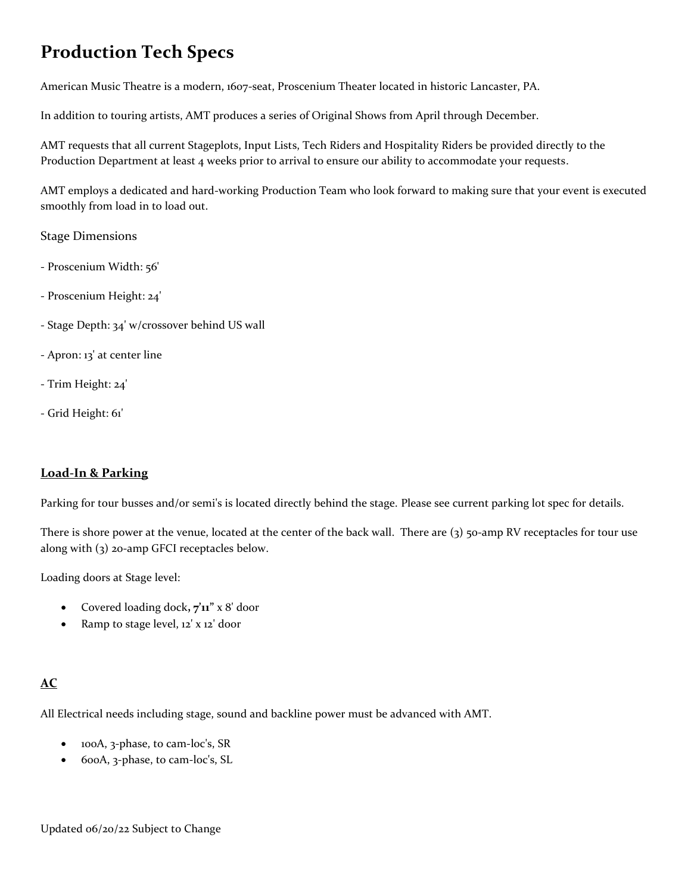# Production Tech Specs

American Music Theatre is a modern, 1607-seat, Proscenium Theater located in historic Lancaster, PA.

In addition to touring artists, AMT produces a series of Original Shows from April through December.

AMT requests that all current Stageplots, Input Lists, Tech Riders and Hospitality Riders be provided directly to the Production Department at least 4 weeks prior to arrival to ensure our ability to accommodate your requests.

AMT employs a dedicated and hard-working Production Team who look forward to making sure that your event is executed smoothly from load in to load out.

## Stage Dimensions

- Proscenium Width: 56'
- Proscenium Height: 24'
- Stage Depth: 34' w/crossover behind US wall
- Apron: 13' at center line
- Trim Height: 24'
- Grid Height: 61'

## Load-In & Parking

Parking for tour busses and/or semi's is located directly behind the stage. Please see current parking lot spec for details.

There is shore power at the venue, located at the center of the back wall. There are (3) 50-amp RV receptacles for tour use along with (3) 20-amp GFCI receptacles below.

Loading doors at Stage level:

- Covered loading dock**, 7'11"** x 8' door
- Ramp to stage level, 12' x 12' door

## AC

All Electrical needs including stage, sound and backline power must be advanced with AMT.

- 100A, 3-phase, to cam-loc's, SR
- 600A, 3-phase, to cam-loc's, SL

Updated 06/20/22 Subject to Change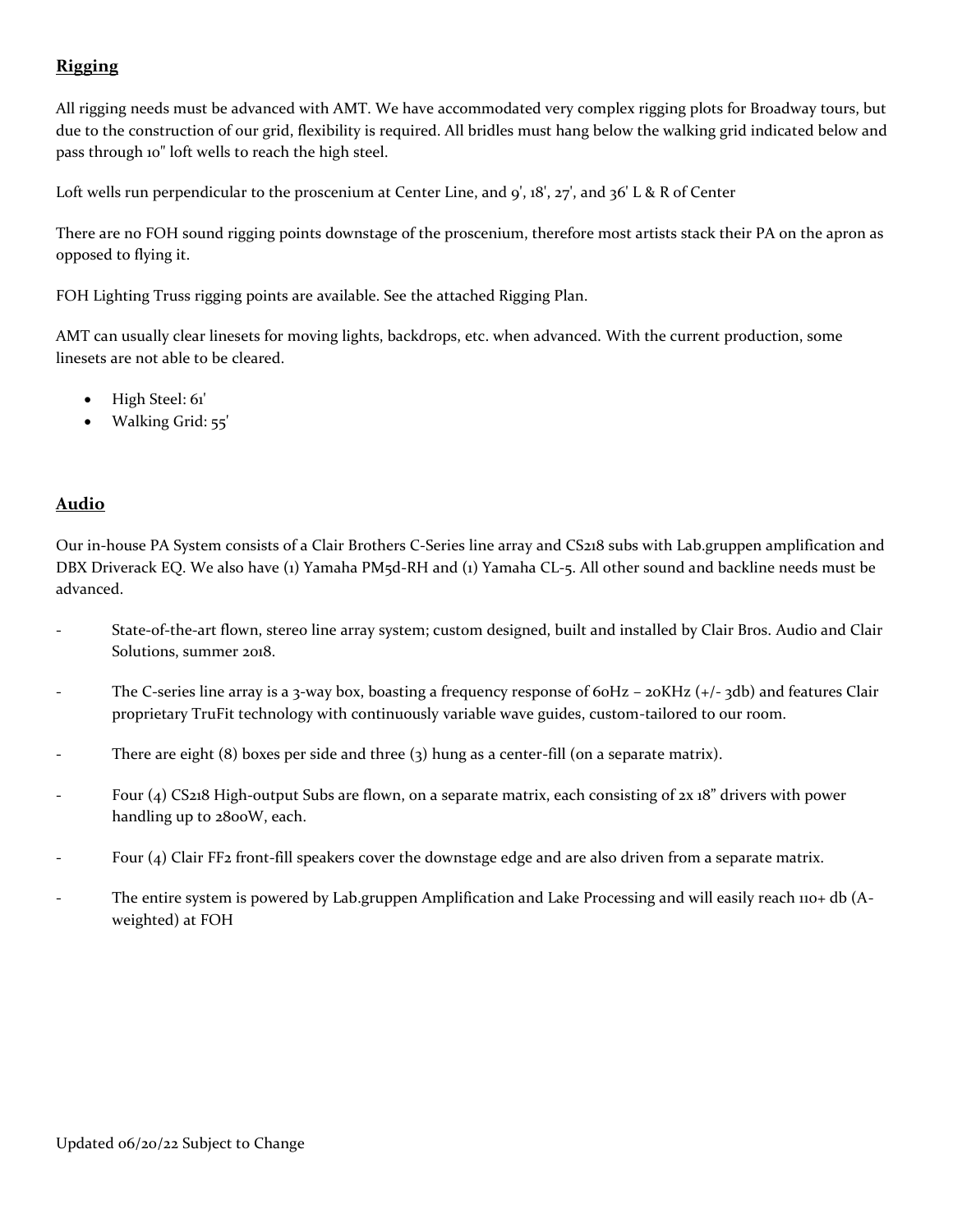## **Rigging**

All rigging needs must be advanced with AMT. We have accommodated very complex rigging plots for Broadway tours, but due to the construction of our grid, flexibility is required. All bridles must hang below the walking grid indicated below and pass through 10" loft wells to reach the high steel.

Loft wells run perpendicular to the proscenium at Center Line, and 9', 18', 27', and 36' L & R of Center

There are no FOH sound rigging points downstage of the proscenium, therefore most artists stack their PA on the apron as opposed to flying it.

FOH Lighting Truss rigging points are available. See the attached Rigging Plan.

AMT can usually clear linesets for moving lights, backdrops, etc. when advanced. With the current production, some linesets are not able to be cleared.

- High Steel: 61'
- Walking Grid: 55'

## **Audio**

Our in-house PA System consists of a Clair Brothers C-Series line array and CS218 subs with Lab.gruppen amplification and DBX Driverack EQ. We also have (1) Yamaha PM5d-RH and (1) Yamaha CL-5. All other sound and backline needs must be advanced.

- State-of-the-art flown, stereo line array system; custom designed, built and installed by Clair Bros. Audio and Clair Solutions, summer 2018.
- The C-series line array is a 3-way box, boasting a frequency response of 60Hz – 20KHz (+/- 3db) and features Clair proprietary TruFit technology with continuously variable wave guides, custom-tailored to our room.
- There are eight (8) boxes per side and three (3) hung as a center-fill (on a separate matrix).
- Four (4) CS218 High-output Subs are flown, on a separate matrix, each consisting of 2x 18" drivers with power handling up to 2800W, each.
- Four (4) Clair FF2 front-fill speakers cover the downstage edge and are also driven from a separate matrix.
- The entire system is powered by Lab.gruppen Amplification and Lake Processing and will easily reach 110+ db (A-weighted) at FOH

Updated 06/20/22 Subject to Change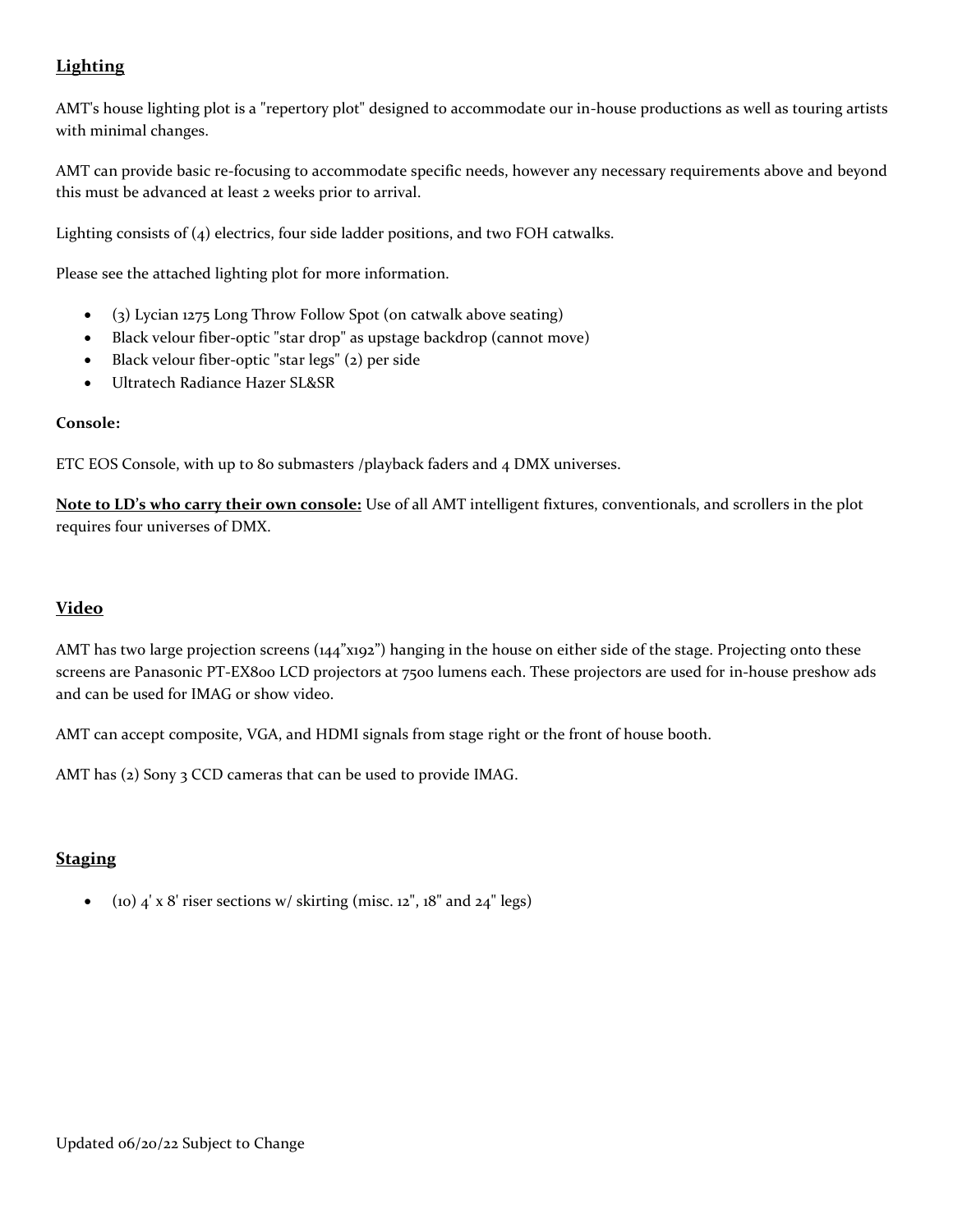## <u>Lighting</u>

AMT's house lighting plot is a "repertory plot" designed to accommodate our in-house productions as well as touring artists with minimal changes.

AMT can provide basic re-focusing to accommodate specific needs, however any necessary requirements above and beyond this must be advanced at least 2 weeks prior to arrival.

Lighting consists of (4) electrics, four side ladder positions, and two FOH catwalks.

Please see the attached lighting plot for more information.

- (3) Lycian 1275 Long Throw Follow Spot (on catwalk above seating)
- Black velour fiber-optic "star drop" as upstage backdrop (cannot move)
- Black velour fiber-optic "star legs" (2) per side
- Ultratech Radiance Hazer SL&SR

**Console:**

ETC EOS Console, with up to 80 submasters /playback faders and 4 DMX universes.

**<u>Note to LD's who carry their own console:</u>** Use of all AMT intelligent fixtures, conventionals, and scrollers in the plot requires four universes of DMX.

## <u>Video</u>

AMT has two large projection screens (144"x192") hanging in the house on either side of the stage. Projecting onto these screens are Panasonic PT-EX800 LCD projectors at 7500 lumens each. These projectors are used for in-house preshow ads and can be used for IMAG or show video.

AMT can accept composite, VGA, and HDMI signals from stage right or the front of house booth.

AMT has (2) Sony 3 CCD cameras that can be used to provide IMAG.

## <u>Staging</u>

- (10) 4' x 8' riser sections w/ skirting (misc. 12", 18" and 24" legs)

Updated 06/20/22 Subject to Change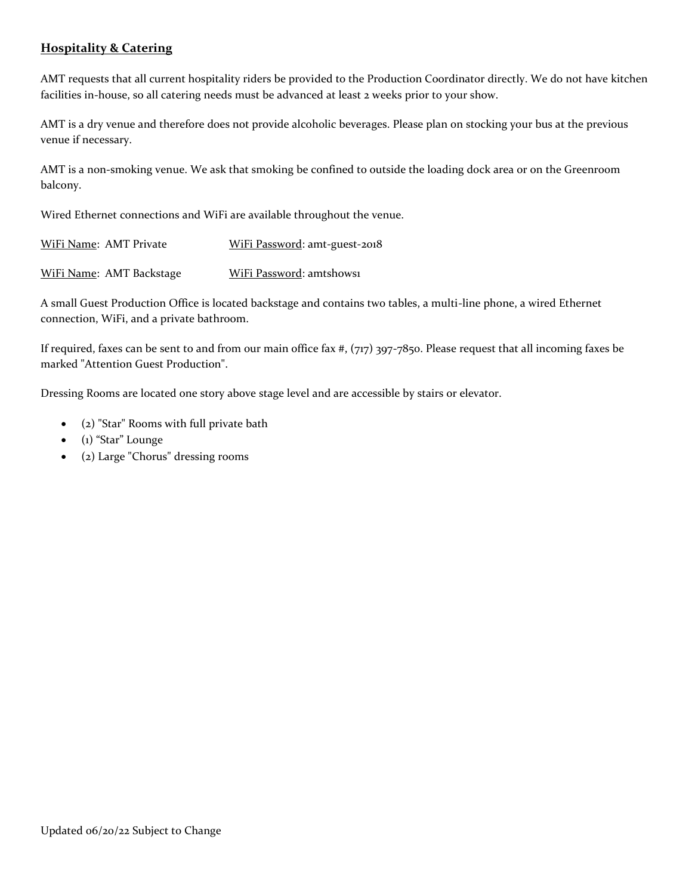## Hospitality & Catering

AMT requests that all current hospitality riders be provided to the Production Coordinator directly. We do not have kitchen facilities in-house, so all catering needs must be advanced at least 2 weeks prior to your show.

AMT is a dry venue and therefore does not provide alcoholic beverages. Please plan on stocking your bus at the previous venue if necessary.

AMT is a non-smoking venue. We ask that smoking be confined to outside the loading dock area or on the Greenroom balcony.

Wired Ethernet connections and WiFi are available throughout the venue.

WiFi Name: AMT Private WiFi Password: amt-guest-2018

WiFi Name: AMT Backstage WiFi Password: amtshows1

A small Guest Production Office is located backstage and contains two tables, a multi-line phone, a wired Ethernet connection, WiFi, and a private bathroom.

If required, faxes can be sent to and from our main office fax #, (717) 397-7850. Please request that all incoming faxes be marked "Attention Guest Production".

Dressing Rooms are located one story above stage level and are accessible by stairs or elevator.

- (2) "Star" Rooms with full private bath
- (1) "Star" Lounge
- (2) Large "Chorus" dressing rooms

Updated 06/20/22 Subject to Change